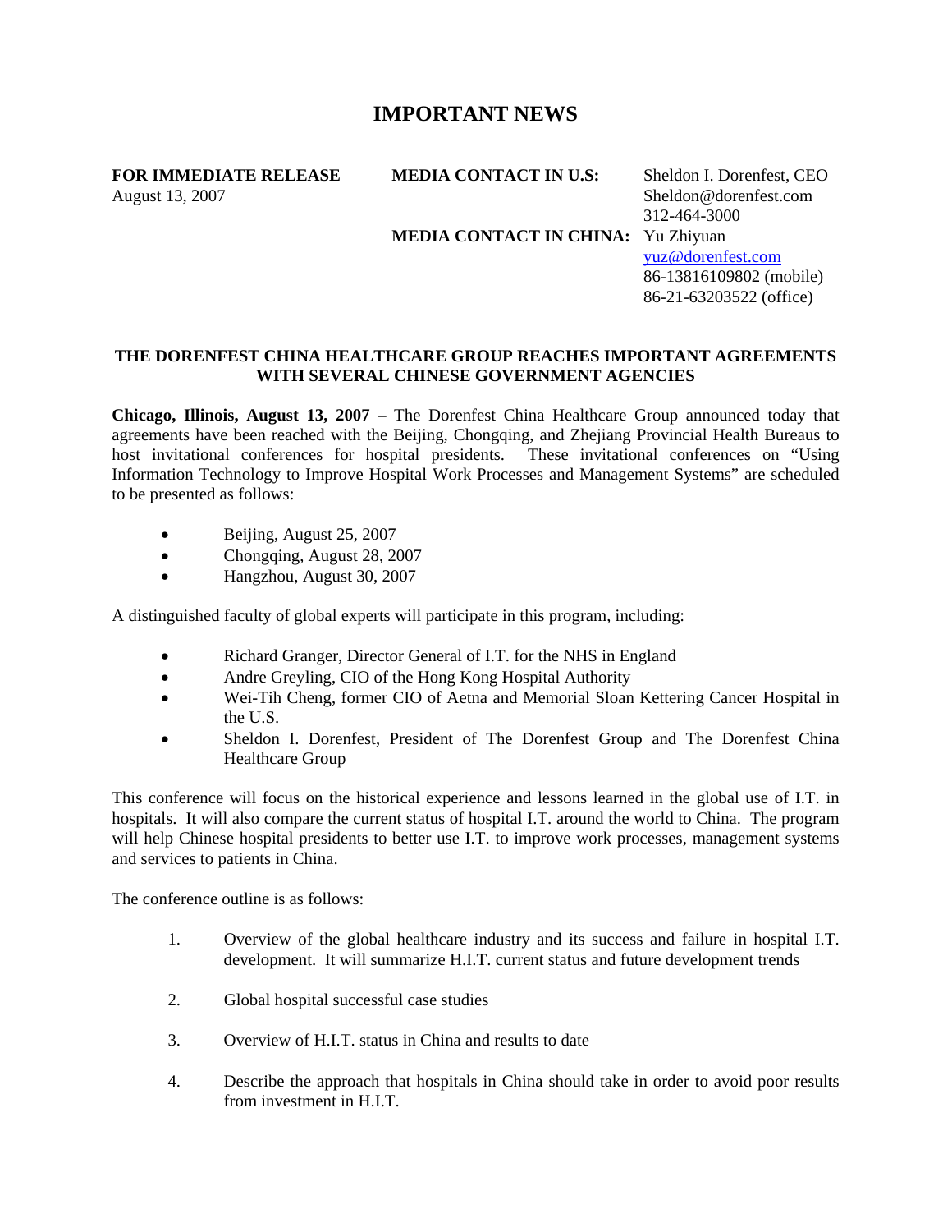# IMPORTANT NEWS

| | | |
|---|---|---|
| **FOR IMMEDIATE RELEASE** | **MEDIA CONTACT IN U.S:** | Sheldon I. Dorenfest, CEO |
| August 13, 2007 | | Sheldon@dorenfest.com |
| | | 312-464-3000 |
| | **MEDIA CONTACT IN CHINA:** | Yu Zhiyuan |
| | | yuz@dorenfest.com |
| | | 86-13816109802 (mobile) |
| | | 86-21-63203522 (office) |

## THE DORENFEST CHINA HEALTHCARE GROUP REACHES IMPORTANT AGREEMENTS WITH SEVERAL CHINESE GOVERNMENT AGENCIES

**Chicago, Illinois, August 13, 2007** – The Dorenfest China Healthcare Group announced today that agreements have been reached with the Beijing, Chongqing, and Zhejiang Provincial Health Bureaus to host invitational conferences for hospital presidents. These invitational conferences on "Using Information Technology to Improve Hospital Work Processes and Management Systems" are scheduled to be presented as follows:

- Beijing, August 25, 2007
- Chongqing, August 28, 2007
- Hangzhou, August 30, 2007

A distinguished faculty of global experts will participate in this program, including:

- Richard Granger, Director General of I.T. for the NHS in England
- Andre Greyling, CIO of the Hong Kong Hospital Authority
- Wei-Tih Cheng, former CIO of Aetna and Memorial Sloan Kettering Cancer Hospital in the U.S.
- Sheldon I. Dorenfest, President of The Dorenfest Group and The Dorenfest China Healthcare Group

This conference will focus on the historical experience and lessons learned in the global use of I.T. in hospitals. It will also compare the current status of hospital I.T. around the world to China. The program will help Chinese hospital presidents to better use I.T. to improve work processes, management systems and services to patients in China.

The conference outline is as follows:

1. Overview of the global healthcare industry and its success and failure in hospital I.T. development. It will summarize H.I.T. current status and future development trends

2. Global hospital successful case studies

3. Overview of H.I.T. status in China and results to date

4. Describe the approach that hospitals in China should take in order to avoid poor results from investment in H.I.T.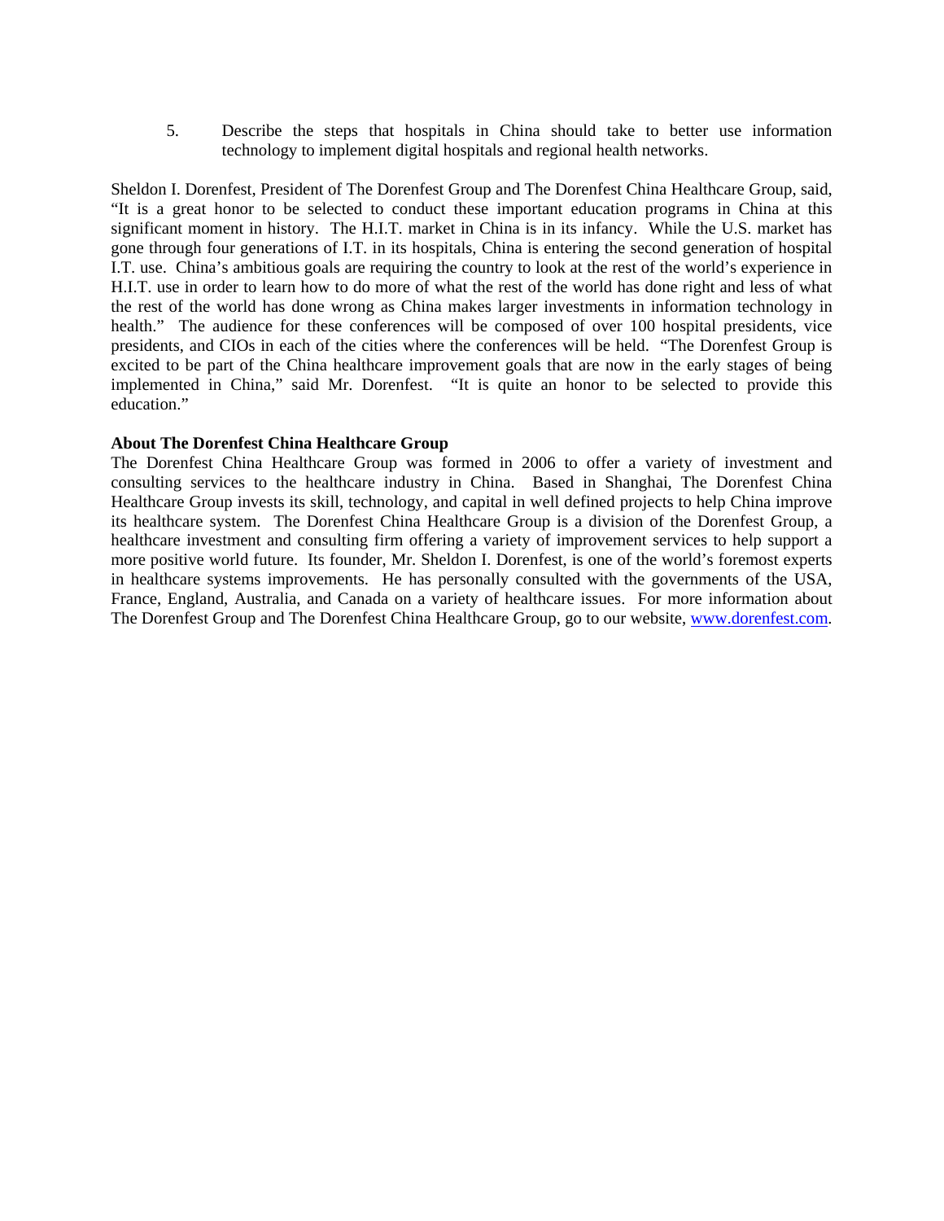5. Describe the steps that hospitals in China should take to better use information technology to implement digital hospitals and regional health networks.

Sheldon I. Dorenfest, President of The Dorenfest Group and The Dorenfest China Healthcare Group, said, "It is a great honor to be selected to conduct these important education programs in China at this significant moment in history. The H.I.T. market in China is in its infancy. While the U.S. market has gone through four generations of I.T. in its hospitals, China is entering the second generation of hospital I.T. use. China's ambitious goals are requiring the country to look at the rest of the world's experience in H.I.T. use in order to learn how to do more of what the rest of the world has done right and less of what the rest of the world has done wrong as China makes larger investments in information technology in health." The audience for these conferences will be composed of over 100 hospital presidents, vice presidents, and CIOs in each of the cities where the conferences will be held. "The Dorenfest Group is excited to be part of the China healthcare improvement goals that are now in the early stages of being implemented in China," said Mr. Dorenfest. "It is quite an honor to be selected to provide this education."

**About The Dorenfest China Healthcare Group**

The Dorenfest China Healthcare Group was formed in 2006 to offer a variety of investment and consulting services to the healthcare industry in China. Based in Shanghai, The Dorenfest China Healthcare Group invests its skill, technology, and capital in well defined projects to help China improve its healthcare system. The Dorenfest China Healthcare Group is a division of the Dorenfest Group, a healthcare investment and consulting firm offering a variety of improvement services to help support a more positive world future. Its founder, Mr. Sheldon I. Dorenfest, is one of the world's foremost experts in healthcare systems improvements. He has personally consulted with the governments of the USA, France, England, Australia, and Canada on a variety of healthcare issues. For more information about The Dorenfest Group and The Dorenfest China Healthcare Group, go to our website, www.dorenfest.com.